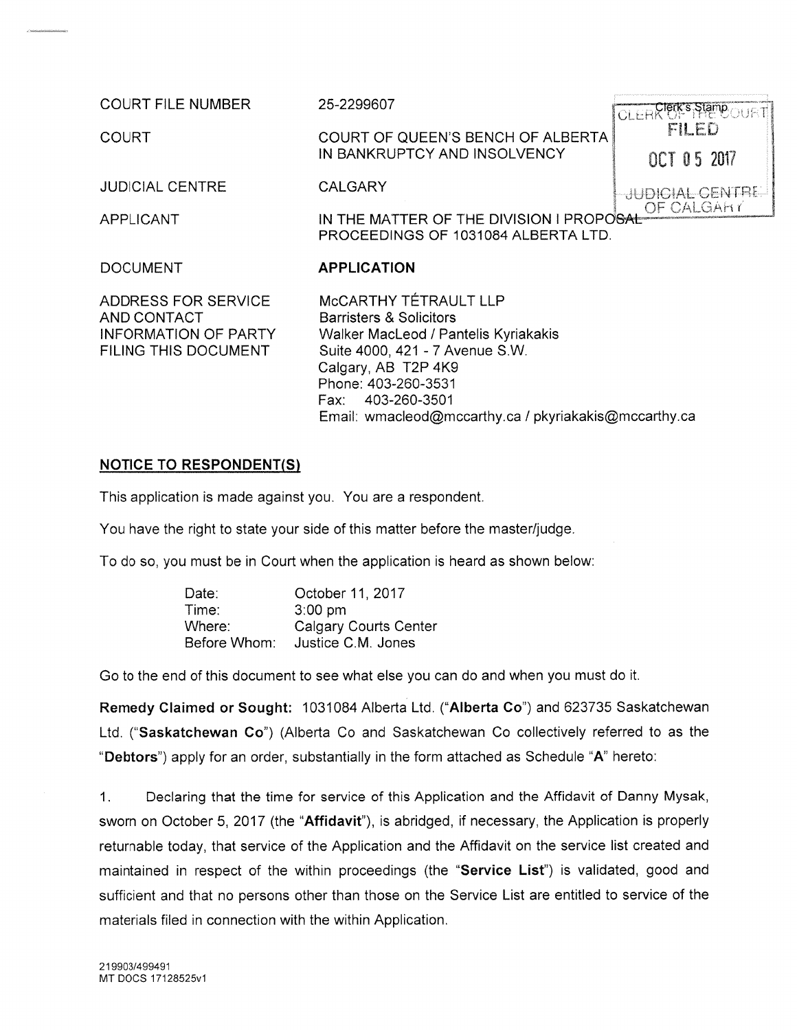| | |
|---|---|
| COURT FILE NUMBER | 25-2299607 |
| COURT | COURT OF QUEEN'S BENCH OF ALBERTA IN BANKRUPTCY AND INSOLVENCY |
| JUDICIAL CENTRE | CALGARY |
| APPLICANT | IN THE MATTER OF THE DIVISION I PROPOSAL PROCEEDINGS OF 1031084 ALBERTA LTD. |
| DOCUMENT | **APPLICATION** |
| ADDRESS FOR SERVICE AND CONTACT INFORMATION OF PARTY FILING THIS DOCUMENT | McCARTHY TÉTRAULT LLP<br>Barristers & Solicitors<br>Walker MacLeod / Pantelis Kyriakakis<br>Suite 4000, 421 - 7 Avenue S.W.<br>Calgary, AB T2P 4K9<br>Phone: 403-260-3531<br>Fax: 403-260-3501<br>Email: wmacleod@mccarthy.ca / pkyriakakis@mccarthy.ca |

Clerk's Stamp: CLERK OF THE COURT FILED OCT 05 2017 JUDICIAL CENTRE OF CALGARY

## NOTICE TO RESPONDENT(S)

This application is made against you. You are a respondent.

You have the right to state your side of this matter before the master/judge.

To do so, you must be in Court when the application is heard as shown below:

| | |
|---|---|
| Date: | October 11, 2017 |
| Time: | 3:00 pm |
| Where: | Calgary Courts Center |
| Before Whom: | Justice C.M. Jones |

Go to the end of this document to see what else you can do and when you must do it.

**Remedy Claimed or Sought:** 1031084 Alberta Ltd. ("**Alberta Co**") and 623735 Saskatchewan Ltd. ("**Saskatchewan Co**") (Alberta Co and Saskatchewan Co collectively referred to as the "**Debtors**") apply for an order, substantially in the form attached as Schedule "**A**" hereto:

1. Declaring that the time for service of this Application and the Affidavit of Danny Mysak, sworn on October 5, 2017 (the "**Affidavit**"), is abridged, if necessary, the Application is properly returnable today, that service of the Application and the Affidavit on the service list created and maintained in respect of the within proceedings (the "**Service List**") is validated, good and sufficient and that no persons other than those on the Service List are entitled to service of the materials filed in connection with the within Application.

219903/499491
MT DOCS 17128525v1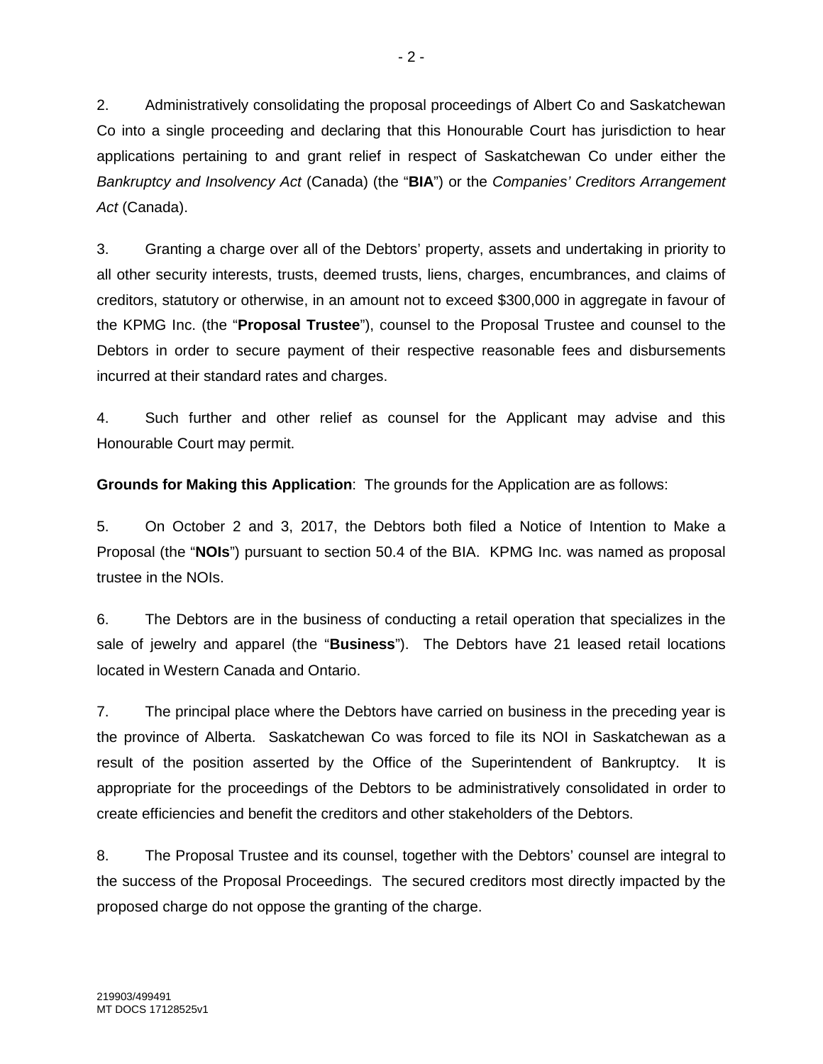2. Administratively consolidating the proposal proceedings of Albert Co and Saskatchewan Co into a single proceeding and declaring that this Honourable Court has jurisdiction to hear applications pertaining to and grant relief in respect of Saskatchewan Co under either the *Bankruptcy and Insolvency Act* (Canada) (the "**BIA**") or the *Companies' Creditors Arrangement Act* (Canada).

3. Granting a charge over all of the Debtors' property, assets and undertaking in priority to all other security interests, trusts, deemed trusts, liens, charges, encumbrances, and claims of creditors, statutory or otherwise, in an amount not to exceed $300,000 in aggregate in favour of the KPMG Inc. (the "**Proposal Trustee**"), counsel to the Proposal Trustee and counsel to the Debtors in order to secure payment of their respective reasonable fees and disbursements incurred at their standard rates and charges.

4. Such further and other relief as counsel for the Applicant may advise and this Honourable Court may permit.

**Grounds for Making this Application**: The grounds for the Application are as follows:

5. On October 2 and 3, 2017, the Debtors both filed a Notice of Intention to Make a Proposal (the "**NOIs**") pursuant to section 50.4 of the BIA. KPMG Inc. was named as proposal trustee in the NOIs.

6. The Debtors are in the business of conducting a retail operation that specializes in the sale of jewelry and apparel (the "**Business**"). The Debtors have 21 leased retail locations located in Western Canada and Ontario.

7. The principal place where the Debtors have carried on business in the preceding year is the province of Alberta. Saskatchewan Co was forced to file its NOI in Saskatchewan as a result of the position asserted by the Office of the Superintendent of Bankruptcy. It is appropriate for the proceedings of the Debtors to be administratively consolidated in order to create efficiencies and benefit the creditors and other stakeholders of the Debtors.

8. The Proposal Trustee and its counsel, together with the Debtors' counsel are integral to the success of the Proposal Proceedings. The secured creditors most directly impacted by the proposed charge do not oppose the granting of the charge.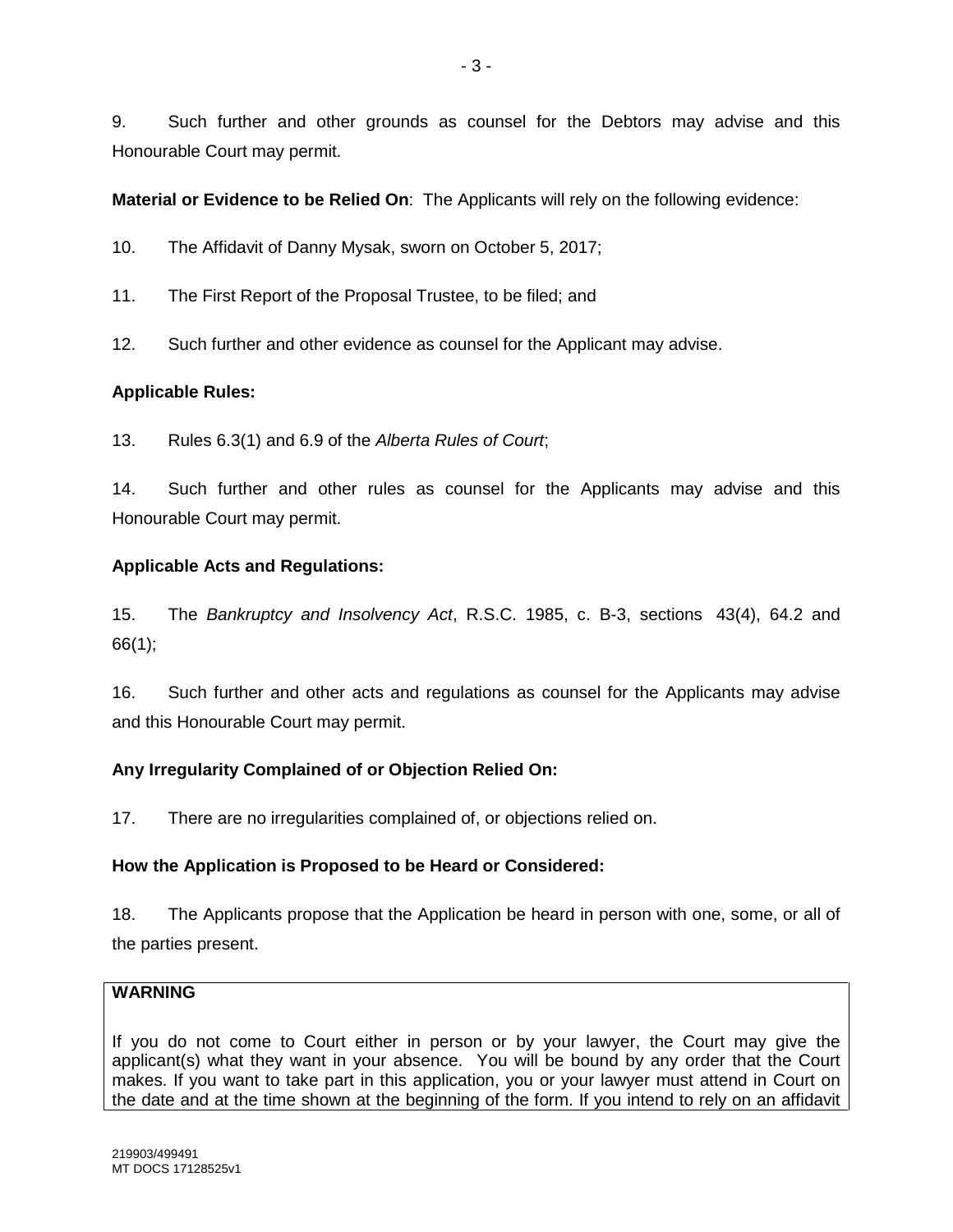9. Such further and other grounds as counsel for the Debtors may advise and this Honourable Court may permit.

**Material or Evidence to be Relied On**: The Applicants will rely on the following evidence:

10. The Affidavit of Danny Mysak, sworn on October 5, 2017;

11. The First Report of the Proposal Trustee, to be filed; and

12. Such further and other evidence as counsel for the Applicant may advise.

**Applicable Rules:**

13. Rules 6.3(1) and 6.9 of the *Alberta Rules of Court*;

14. Such further and other rules as counsel for the Applicants may advise and this Honourable Court may permit.

**Applicable Acts and Regulations:**

15. The *Bankruptcy and Insolvency Act*, R.S.C. 1985, c. B-3, sections 43(4), 64.2 and 66(1);

16. Such further and other acts and regulations as counsel for the Applicants may advise and this Honourable Court may permit.

**Any Irregularity Complained of or Objection Relied On:**

17. There are no irregularities complained of, or objections relied on.

**How the Application is Proposed to be Heard or Considered:**

18. The Applicants propose that the Application be heard in person with one, some, or all of the parties present.

**WARNING**

If you do not come to Court either in person or by your lawyer, the Court may give the applicant(s) what they want in your absence. You will be bound by any order that the Court makes. If you want to take part in this application, you or your lawyer must attend in Court on the date and at the time shown at the beginning of the form. If you intend to rely on an affidavit

219903/499491
MT DOCS 17128525v1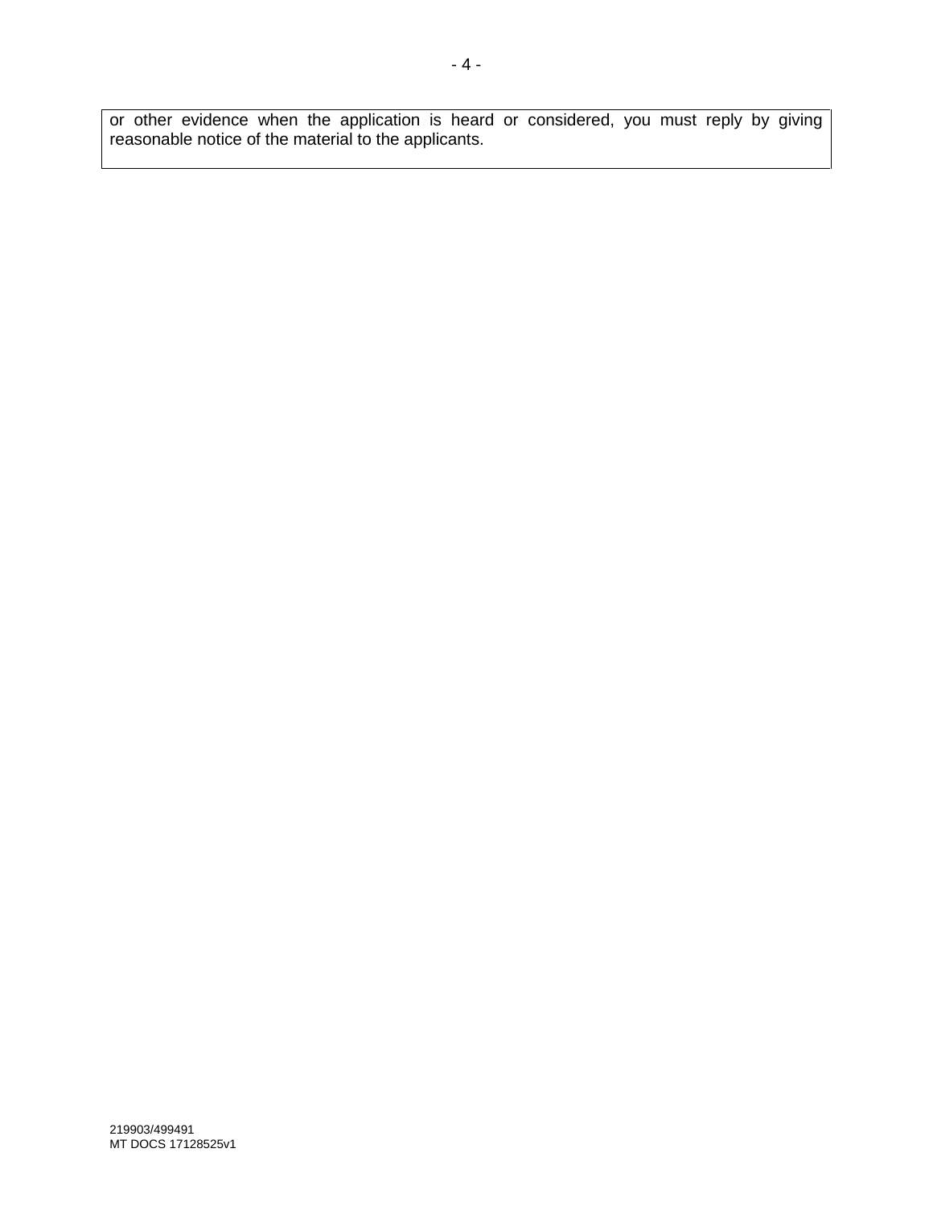or other evidence when the application is heard or considered, you must reply by giving reasonable notice of the material to the applicants.

219903/499491
MT DOCS 17128525v1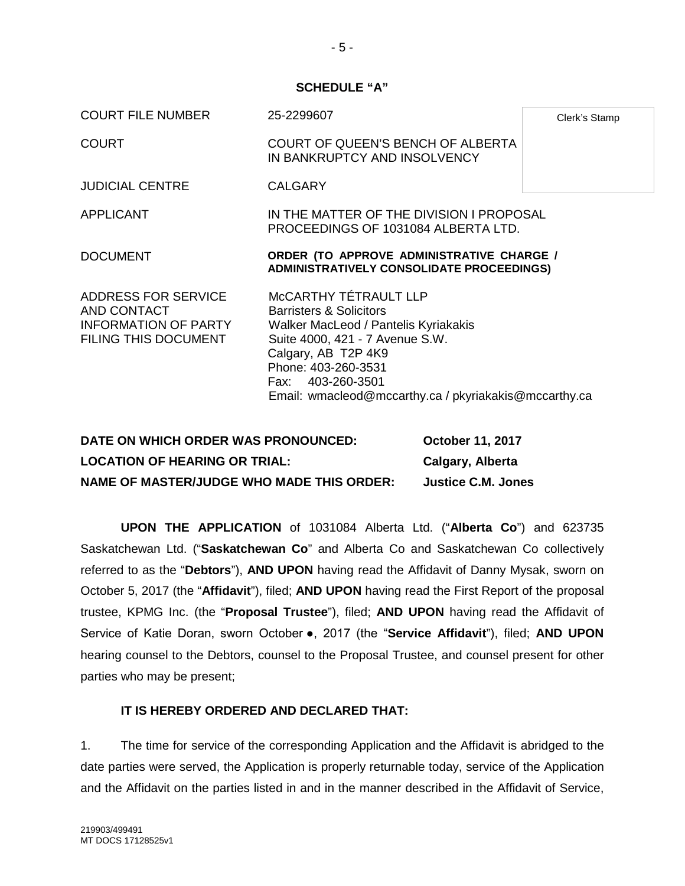## SCHEDULE "A"

| | | |
|---|---|---|
| COURT FILE NUMBER | 25-2299607 | Clerk's Stamp |
| COURT | COURT OF QUEEN'S BENCH OF ALBERTA IN BANKRUPTCY AND INSOLVENCY | |
| JUDICIAL CENTRE | CALGARY | |
| APPLICANT | IN THE MATTER OF THE DIVISION I PROPOSAL PROCEEDINGS OF 1031084 ALBERTA LTD. | |
| DOCUMENT | **ORDER (TO APPROVE ADMINISTRATIVE CHARGE / ADMINISTRATIVELY CONSOLIDATE PROCEEDINGS)** | |
| ADDRESS FOR SERVICE AND CONTACT INFORMATION OF PARTY FILING THIS DOCUMENT | McCARTHY TÉTRAULT LLP<br>Barristers & Solicitors<br>Walker MacLeod / Pantelis Kyriakakis<br>Suite 4000, 421 - 7 Avenue S.W.<br>Calgary, AB T2P 4K9<br>Phone: 403-260-3531<br>Fax: 403-260-3501<br>Email: wmacleod@mccarthy.ca / pkyriakakis@mccarthy.ca | |

| | |
|---|---|
| **DATE ON WHICH ORDER WAS PRONOUNCED:** | **October 11, 2017** |
| **LOCATION OF HEARING OR TRIAL:** | **Calgary, Alberta** |
| **NAME OF MASTER/JUDGE WHO MADE THIS ORDER:** | **Justice C.M. Jones** |

**UPON THE APPLICATION** of 1031084 Alberta Ltd. ("**Alberta Co**") and 623735 Saskatchewan Ltd. ("**Saskatchewan Co**" and Alberta Co and Saskatchewan Co collectively referred to as the "**Debtors**"), **AND UPON** having read the Affidavit of Danny Mysak, sworn on October 5, 2017 (the "**Affidavit**"), filed; **AND UPON** having read the First Report of the proposal trustee, KPMG Inc. (the "**Proposal Trustee**"), filed; **AND UPON** having read the Affidavit of Service of Katie Doran, sworn October ●, 2017 (the "**Service Affidavit**"), filed; **AND UPON** hearing counsel to the Debtors, counsel to the Proposal Trustee, and counsel present for other parties who may be present;

**IT IS HEREBY ORDERED AND DECLARED THAT:**

1. The time for service of the corresponding Application and the Affidavit is abridged to the date parties were served, the Application is properly returnable today, service of the Application and the Affidavit on the parties listed in and in the manner described in the Affidavit of Service,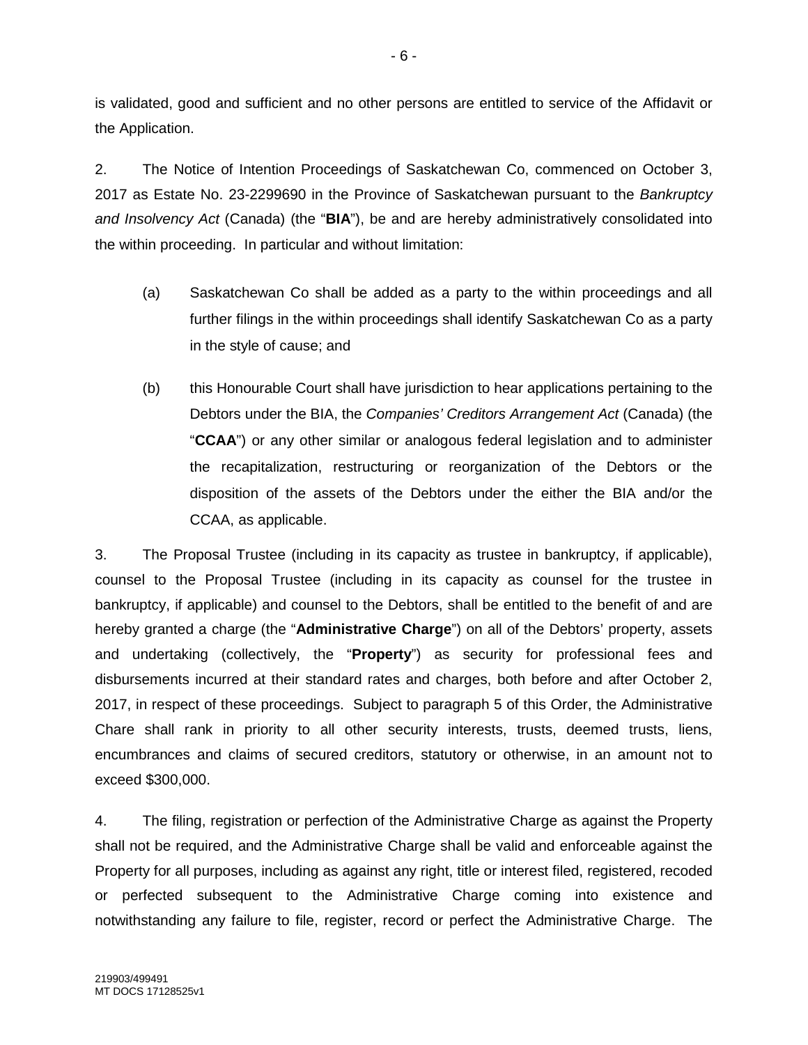is validated, good and sufficient and no other persons are entitled to service of the Affidavit or the Application.

2. The Notice of Intention Proceedings of Saskatchewan Co, commenced on October 3, 2017 as Estate No. 23-2299690 in the Province of Saskatchewan pursuant to the *Bankruptcy and Insolvency Act* (Canada) (the "**BIA**"), be and are hereby administratively consolidated into the within proceeding. In particular and without limitation:

(a) Saskatchewan Co shall be added as a party to the within proceedings and all further filings in the within proceedings shall identify Saskatchewan Co as a party in the style of cause; and

(b) this Honourable Court shall have jurisdiction to hear applications pertaining to the Debtors under the BIA, the *Companies' Creditors Arrangement Act* (Canada) (the "**CCAA**") or any other similar or analogous federal legislation and to administer the recapitalization, restructuring or reorganization of the Debtors or the disposition of the assets of the Debtors under the either the BIA and/or the CCAA, as applicable.

3. The Proposal Trustee (including in its capacity as trustee in bankruptcy, if applicable), counsel to the Proposal Trustee (including in its capacity as counsel for the trustee in bankruptcy, if applicable) and counsel to the Debtors, shall be entitled to the benefit of and are hereby granted a charge (the "**Administrative Charge**") on all of the Debtors' property, assets and undertaking (collectively, the "**Property**") as security for professional fees and disbursements incurred at their standard rates and charges, both before and after October 2, 2017, in respect of these proceedings. Subject to paragraph 5 of this Order, the Administrative Chare shall rank in priority to all other security interests, trusts, deemed trusts, liens, encumbrances and claims of secured creditors, statutory or otherwise, in an amount not to exceed $300,000.

4. The filing, registration or perfection of the Administrative Charge as against the Property shall not be required, and the Administrative Charge shall be valid and enforceable against the Property for all purposes, including as against any right, title or interest filed, registered, recoded or perfected subsequent to the Administrative Charge coming into existence and notwithstanding any failure to file, register, record or perfect the Administrative Charge. The

219903/499491
MT DOCS 17128525v1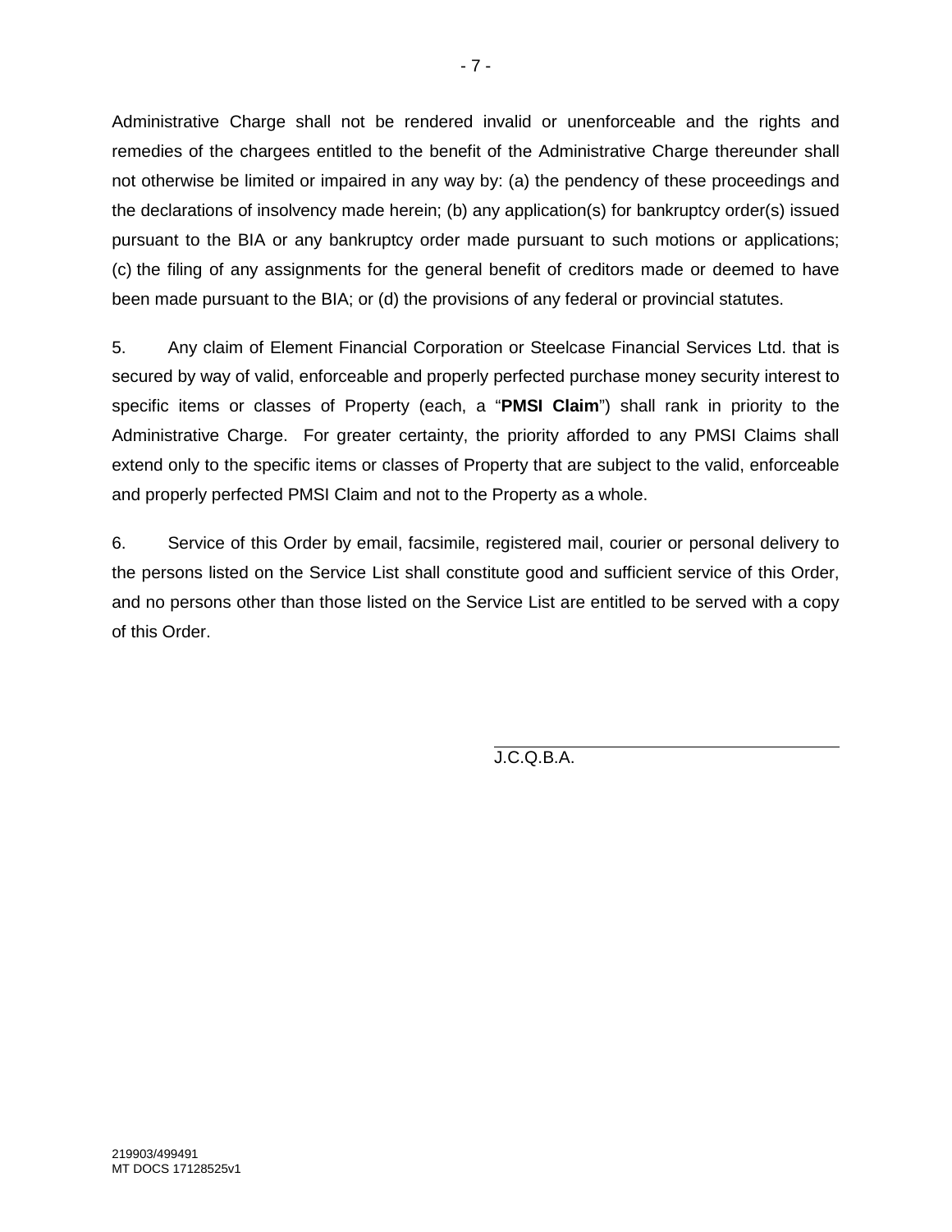Administrative Charge shall not be rendered invalid or unenforceable and the rights and remedies of the chargees entitled to the benefit of the Administrative Charge thereunder shall not otherwise be limited or impaired in any way by: (a) the pendency of these proceedings and the declarations of insolvency made herein; (b) any application(s) for bankruptcy order(s) issued pursuant to the BIA or any bankruptcy order made pursuant to such motions or applications; (c) the filing of any assignments for the general benefit of creditors made or deemed to have been made pursuant to the BIA; or (d) the provisions of any federal or provincial statutes.

5. Any claim of Element Financial Corporation or Steelcase Financial Services Ltd. that is secured by way of valid, enforceable and properly perfected purchase money security interest to specific items or classes of Property (each, a "**PMSI Claim**") shall rank in priority to the Administrative Charge. For greater certainty, the priority afforded to any PMSI Claims shall extend only to the specific items or classes of Property that are subject to the valid, enforceable and properly perfected PMSI Claim and not to the Property as a whole.

6. Service of this Order by email, facsimile, registered mail, courier or personal delivery to the persons listed on the Service List shall constitute good and sufficient service of this Order, and no persons other than those listed on the Service List are entitled to be served with a copy of this Order.

\_\_\_\_\_\_\_\_\_\_\_\_\_\_\_\_\_\_\_\_\_\_\_\_\_\_\_\_\_\_\_\_\_\_\_\_
J.C.Q.B.A.

219903/499491
MT DOCS 17128525v1